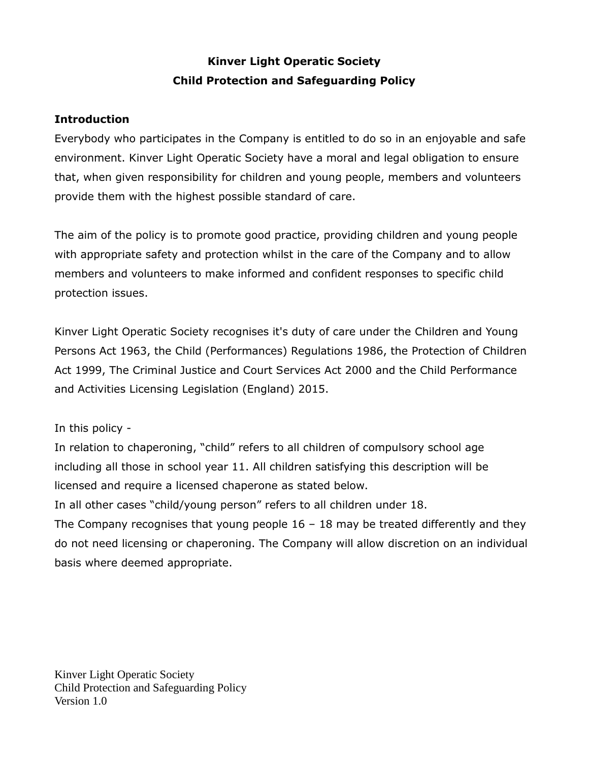# Kinver Light Operatic Society
# Child Protection and Safeguarding Policy

## Introduction

Everybody who participates in the Company is entitled to do so in an enjoyable and safe environment. Kinver Light Operatic Society have a moral and legal obligation to ensure that, when given responsibility for children and young people, members and volunteers provide them with the highest possible standard of care.

The aim of the policy is to promote good practice, providing children and young people with appropriate safety and protection whilst in the care of the Company and to allow members and volunteers to make informed and confident responses to specific child protection issues.

Kinver Light Operatic Society recognises it's duty of care under the Children and Young Persons Act 1963, the Child (Performances) Regulations 1986, the Protection of Children Act 1999, The Criminal Justice and Court Services Act 2000 and the Child Performance and Activities Licensing Legislation (England) 2015.

In this policy -

In relation to chaperoning, "child" refers to all children of compulsory school age including all those in school year 11. All children satisfying this description will be licensed and require a licensed chaperone as stated below.

In all other cases "child/young person" refers to all children under 18.

The Company recognises that young people 16 – 18 may be treated differently and they do not need licensing or chaperoning. The Company will allow discretion on an individual basis where deemed appropriate.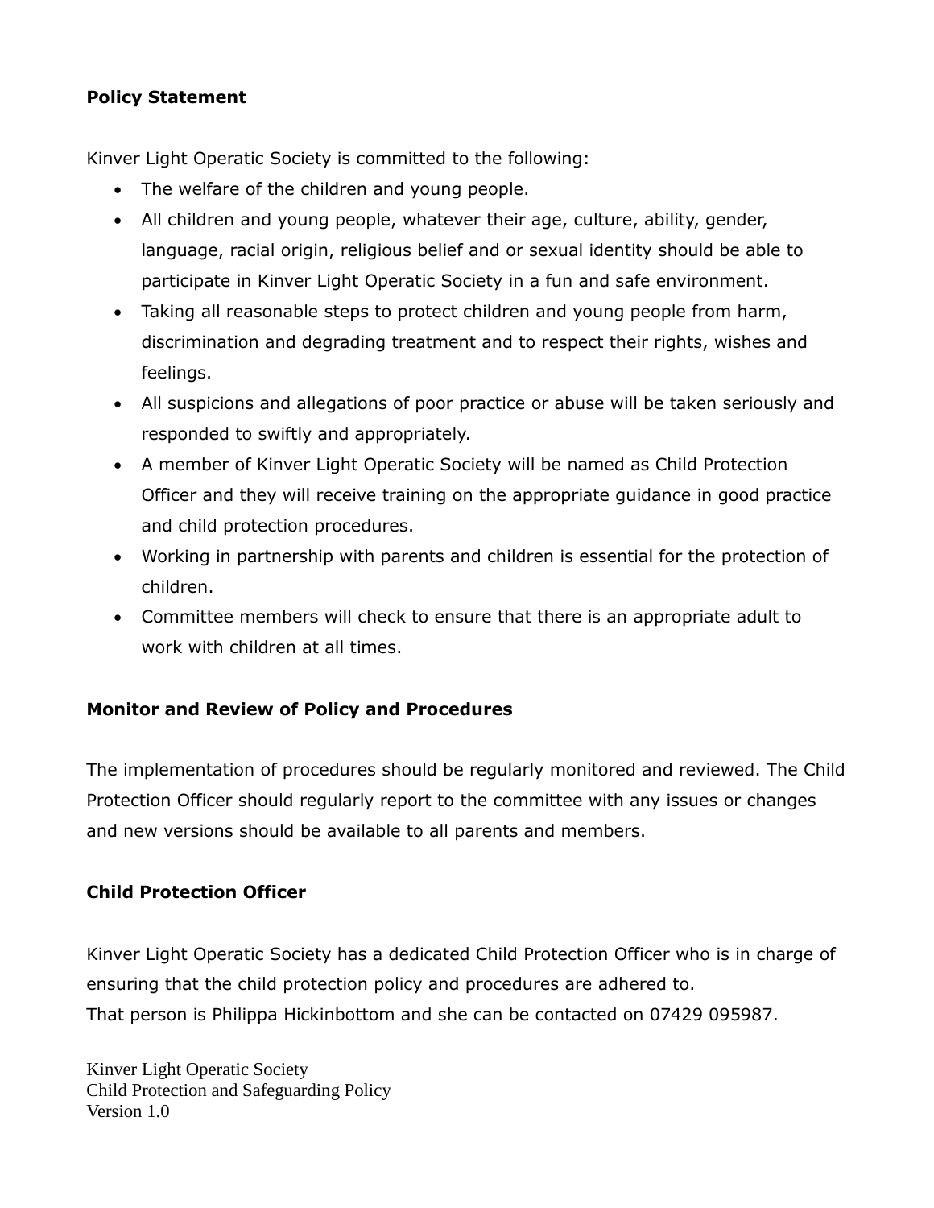**Policy Statement**

Kinver Light Operatic Society is committed to the following:

- The welfare of the children and young people.
- All children and young people, whatever their age, culture, ability, gender, language, racial origin, religious belief and or sexual identity should be able to participate in Kinver Light Operatic Society in a fun and safe environment.
- Taking all reasonable steps to protect children and young people from harm, discrimination and degrading treatment and to respect their rights, wishes and feelings.
- All suspicions and allegations of poor practice or abuse will be taken seriously and responded to swiftly and appropriately.
- A member of Kinver Light Operatic Society will be named as Child Protection Officer and they will receive training on the appropriate guidance in good practice and child protection procedures.
- Working in partnership with parents and children is essential for the protection of children.
- Committee members will check to ensure that there is an appropriate adult to work with children at all times.

**Monitor and Review of Policy and Procedures**

The implementation of procedures should be regularly monitored and reviewed. The Child Protection Officer should regularly report to the committee with any issues or changes and new versions should be available to all parents and members.

**Child Protection Officer**

Kinver Light Operatic Society has a dedicated Child Protection Officer who is in charge of ensuring that the child protection policy and procedures are adhered to.
That person is Philippa Hickinbottom and she can be contacted on 07429 095987.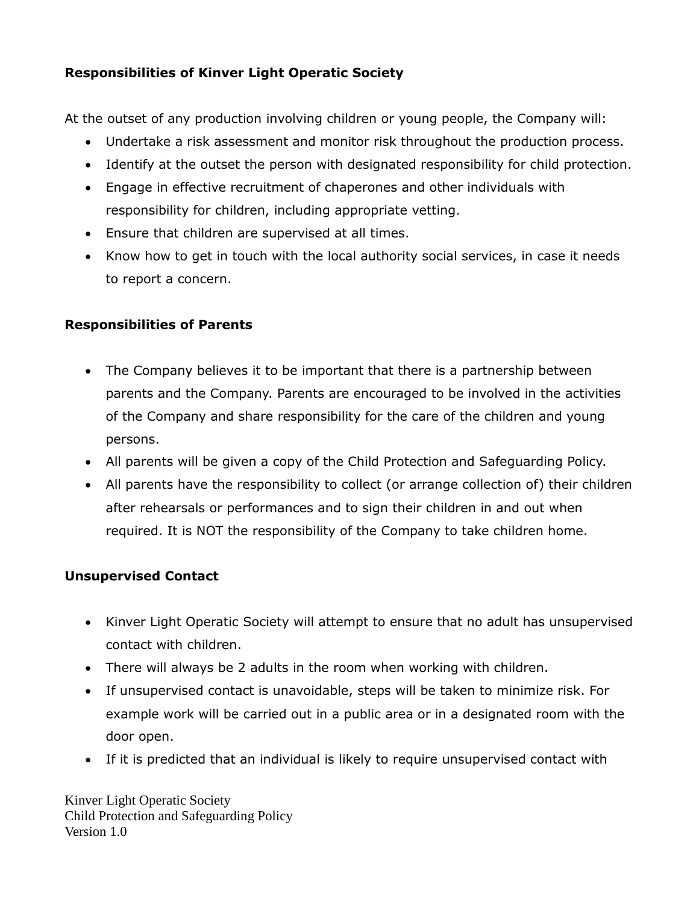**Responsibilities of Kinver Light Operatic Society**

At the outset of any production involving children or young people, the Company will:

- Undertake a risk assessment and monitor risk throughout the production process.
- Identify at the outset the person with designated responsibility for child protection.
- Engage in effective recruitment of chaperones and other individuals with responsibility for children, including appropriate vetting.
- Ensure that children are supervised at all times.
- Know how to get in touch with the local authority social services, in case it needs to report a concern.

**Responsibilities of Parents**

- The Company believes it to be important that there is a partnership between parents and the Company. Parents are encouraged to be involved in the activities of the Company and share responsibility for the care of the children and young persons.
- All parents will be given a copy of the Child Protection and Safeguarding Policy.
- All parents have the responsibility to collect (or arrange collection of) their children after rehearsals or performances and to sign their children in and out when required. It is NOT the responsibility of the Company to take children home.

**Unsupervised Contact**

- Kinver Light Operatic Society will attempt to ensure that no adult has unsupervised contact with children.
- There will always be 2 adults in the room when working with children.
- If unsupervised contact is unavoidable, steps will be taken to minimize risk. For example work will be carried out in a public area or in a designated room with the door open.
- If it is predicted that an individual is likely to require unsupervised contact with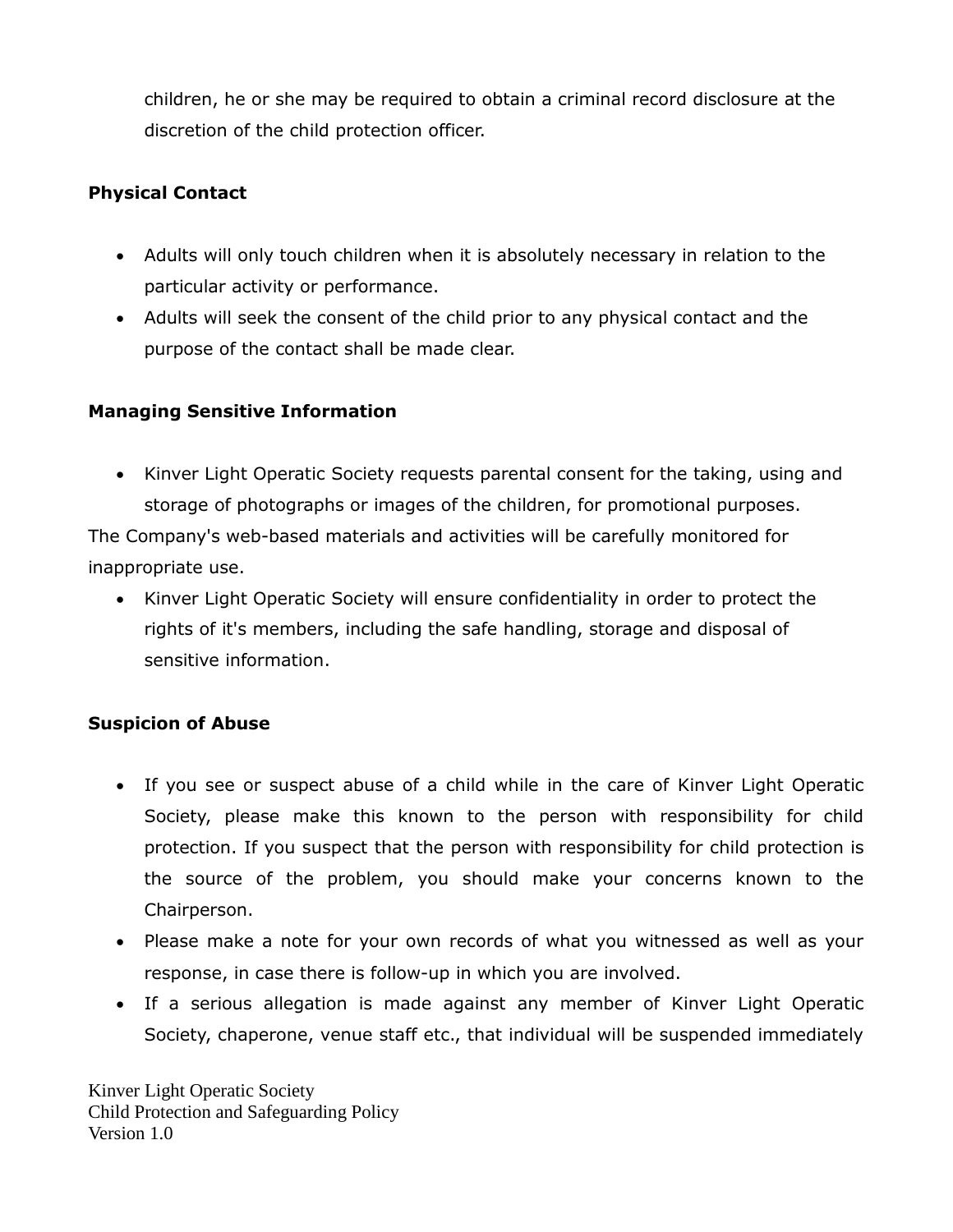children, he or she may be required to obtain a criminal record disclosure at the discretion of the child protection officer.

**Physical Contact**

- Adults will only touch children when it is absolutely necessary in relation to the particular activity or performance.
- Adults will seek the consent of the child prior to any physical contact and the purpose of the contact shall be made clear.

**Managing Sensitive Information**

- Kinver Light Operatic Society requests parental consent for the taking, using and storage of photographs or images of the children, for promotional purposes.

The Company's web-based materials and activities will be carefully monitored for inappropriate use.

- Kinver Light Operatic Society will ensure confidentiality in order to protect the rights of it's members, including the safe handling, storage and disposal of sensitive information.

**Suspicion of Abuse**

- If you see or suspect abuse of a child while in the care of Kinver Light Operatic Society, please make this known to the person with responsibility for child protection. If you suspect that the person with responsibility for child protection is the source of the problem, you should make your concerns known to the Chairperson.
- Please make a note for your own records of what you witnessed as well as your response, in case there is follow-up in which you are involved.
- If a serious allegation is made against any member of Kinver Light Operatic Society, chaperone, venue staff etc., that individual will be suspended immediately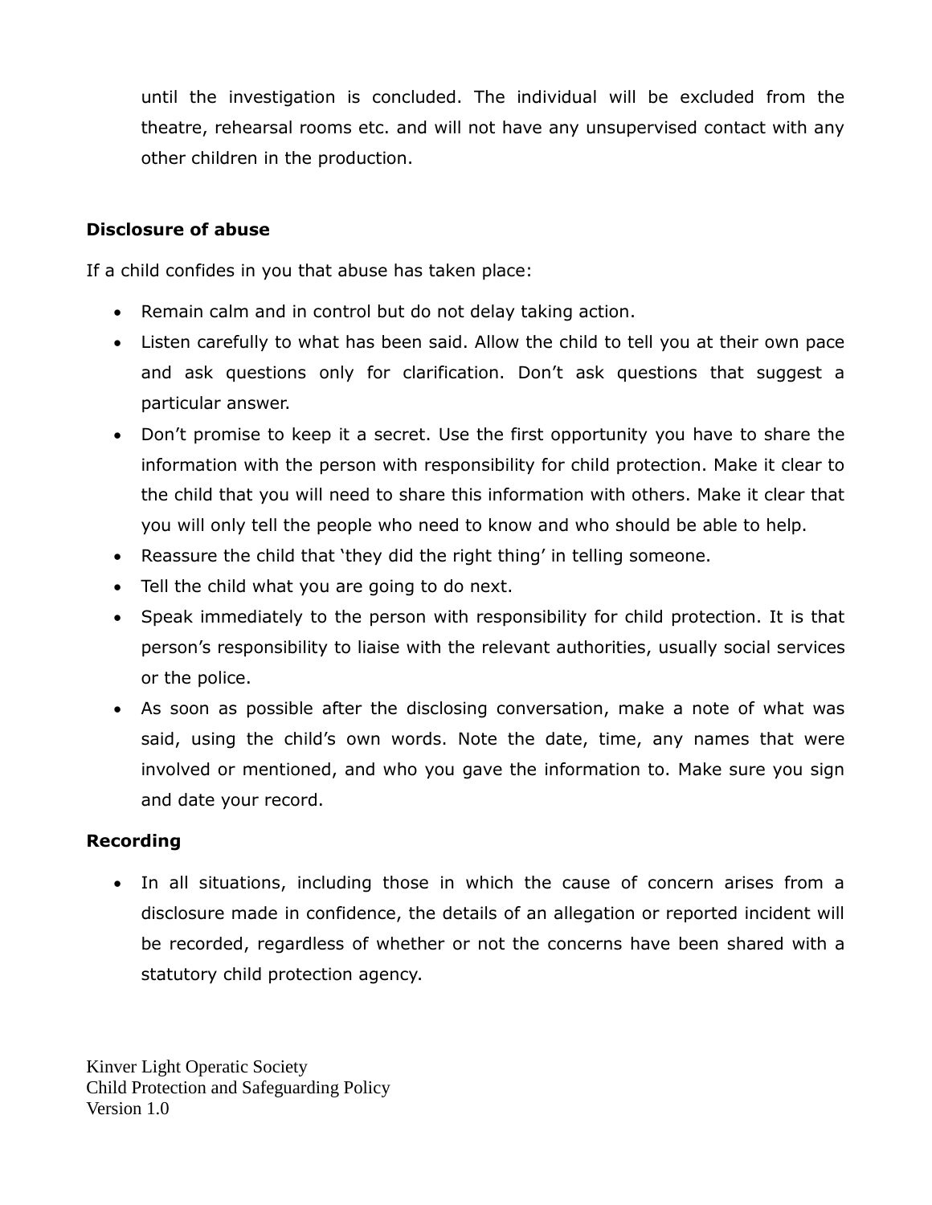until the investigation is concluded. The individual will be excluded from the theatre, rehearsal rooms etc. and will not have any unsupervised contact with any other children in the production.

**Disclosure of abuse**

If a child confides in you that abuse has taken place:

- Remain calm and in control but do not delay taking action.
- Listen carefully to what has been said. Allow the child to tell you at their own pace and ask questions only for clarification. Don't ask questions that suggest a particular answer.
- Don't promise to keep it a secret. Use the first opportunity you have to share the information with the person with responsibility for child protection. Make it clear to the child that you will need to share this information with others. Make it clear that you will only tell the people who need to know and who should be able to help.
- Reassure the child that 'they did the right thing' in telling someone.
- Tell the child what you are going to do next.
- Speak immediately to the person with responsibility for child protection. It is that person's responsibility to liaise with the relevant authorities, usually social services or the police.
- As soon as possible after the disclosing conversation, make a note of what was said, using the child's own words. Note the date, time, any names that were involved or mentioned, and who you gave the information to. Make sure you sign and date your record.

**Recording**

- In all situations, including those in which the cause of concern arises from a disclosure made in confidence, the details of an allegation or reported incident will be recorded, regardless of whether or not the concerns have been shared with a statutory child protection agency.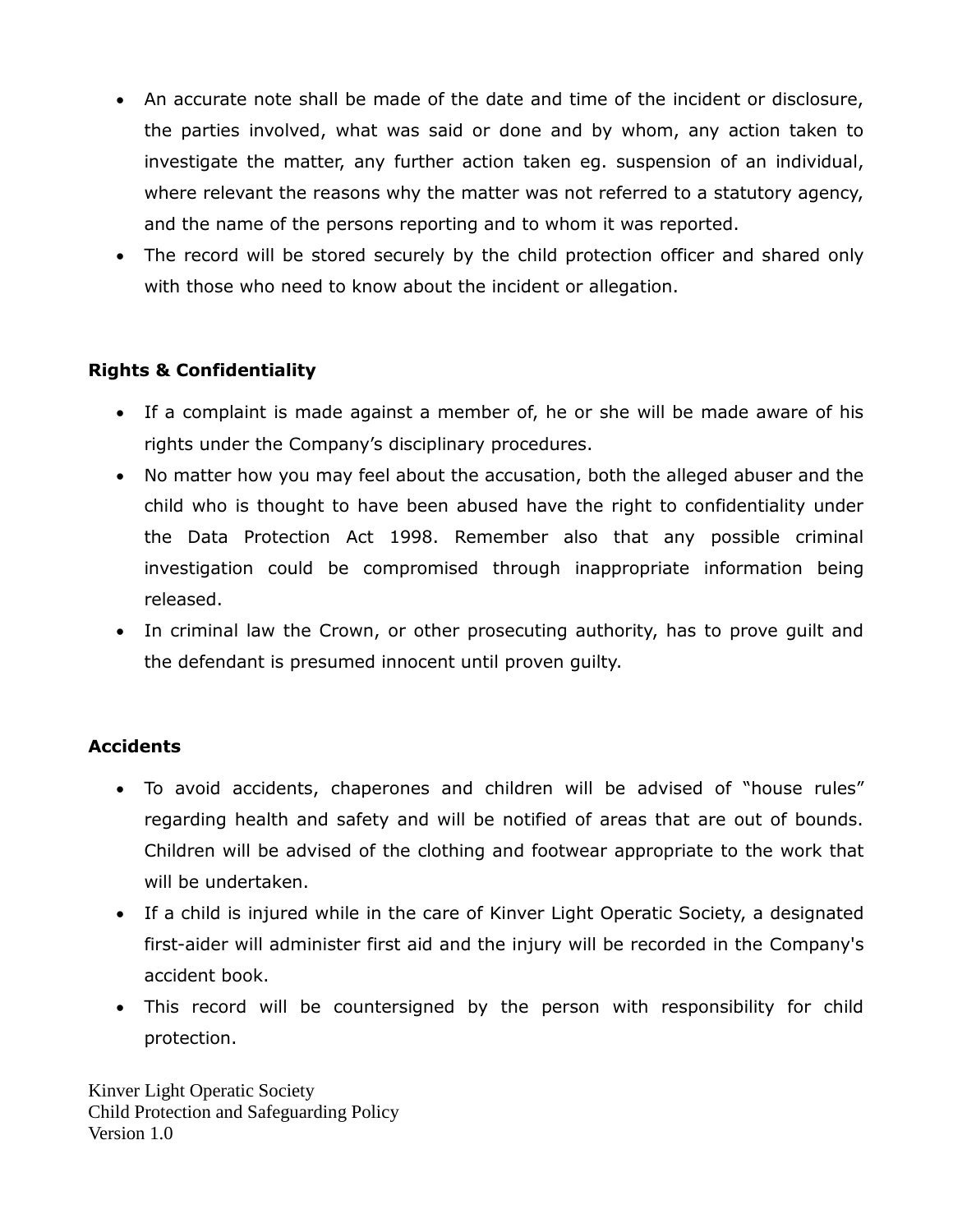- An accurate note shall be made of the date and time of the incident or disclosure, the parties involved, what was said or done and by whom, any action taken to investigate the matter, any further action taken eg. suspension of an individual, where relevant the reasons why the matter was not referred to a statutory agency, and the name of the persons reporting and to whom it was reported.
- The record will be stored securely by the child protection officer and shared only with those who need to know about the incident or allegation.

**Rights & Confidentiality**

- If a complaint is made against a member of, he or she will be made aware of his rights under the Company's disciplinary procedures.
- No matter how you may feel about the accusation, both the alleged abuser and the child who is thought to have been abused have the right to confidentiality under the Data Protection Act 1998. Remember also that any possible criminal investigation could be compromised through inappropriate information being released.
- In criminal law the Crown, or other prosecuting authority, has to prove guilt and the defendant is presumed innocent until proven guilty.

**Accidents**

- To avoid accidents, chaperones and children will be advised of "house rules" regarding health and safety and will be notified of areas that are out of bounds. Children will be advised of the clothing and footwear appropriate to the work that will be undertaken.
- If a child is injured while in the care of Kinver Light Operatic Society, a designated first-aider will administer first aid and the injury will be recorded in the Company's accident book.
- This record will be countersigned by the person with responsibility for child protection.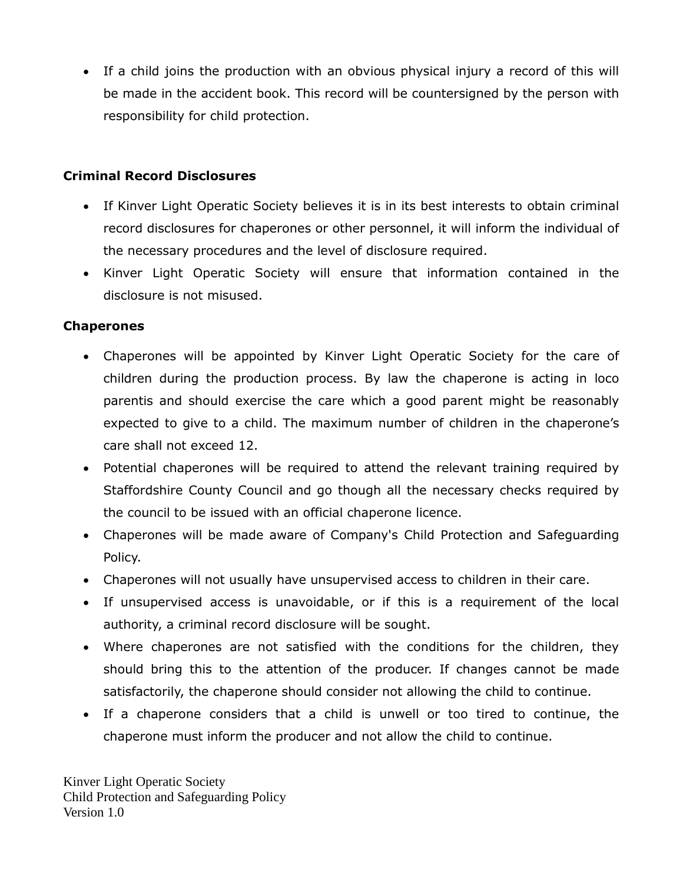- If a child joins the production with an obvious physical injury a record of this will be made in the accident book. This record will be countersigned by the person with responsibility for child protection.

**Criminal Record Disclosures**

- If Kinver Light Operatic Society believes it is in its best interests to obtain criminal record disclosures for chaperones or other personnel, it will inform the individual of the necessary procedures and the level of disclosure required.
- Kinver Light Operatic Society will ensure that information contained in the disclosure is not misused.

**Chaperones**

- Chaperones will be appointed by Kinver Light Operatic Society for the care of children during the production process. By law the chaperone is acting in loco parentis and should exercise the care which a good parent might be reasonably expected to give to a child. The maximum number of children in the chaperone's care shall not exceed 12.
- Potential chaperones will be required to attend the relevant training required by Staffordshire County Council and go though all the necessary checks required by the council to be issued with an official chaperone licence.
- Chaperones will be made aware of Company's Child Protection and Safeguarding Policy.
- Chaperones will not usually have unsupervised access to children in their care.
- If unsupervised access is unavoidable, or if this is a requirement of the local authority, a criminal record disclosure will be sought.
- Where chaperones are not satisfied with the conditions for the children, they should bring this to the attention of the producer. If changes cannot be made satisfactorily, the chaperone should consider not allowing the child to continue.
- If a chaperone considers that a child is unwell or too tired to continue, the chaperone must inform the producer and not allow the child to continue.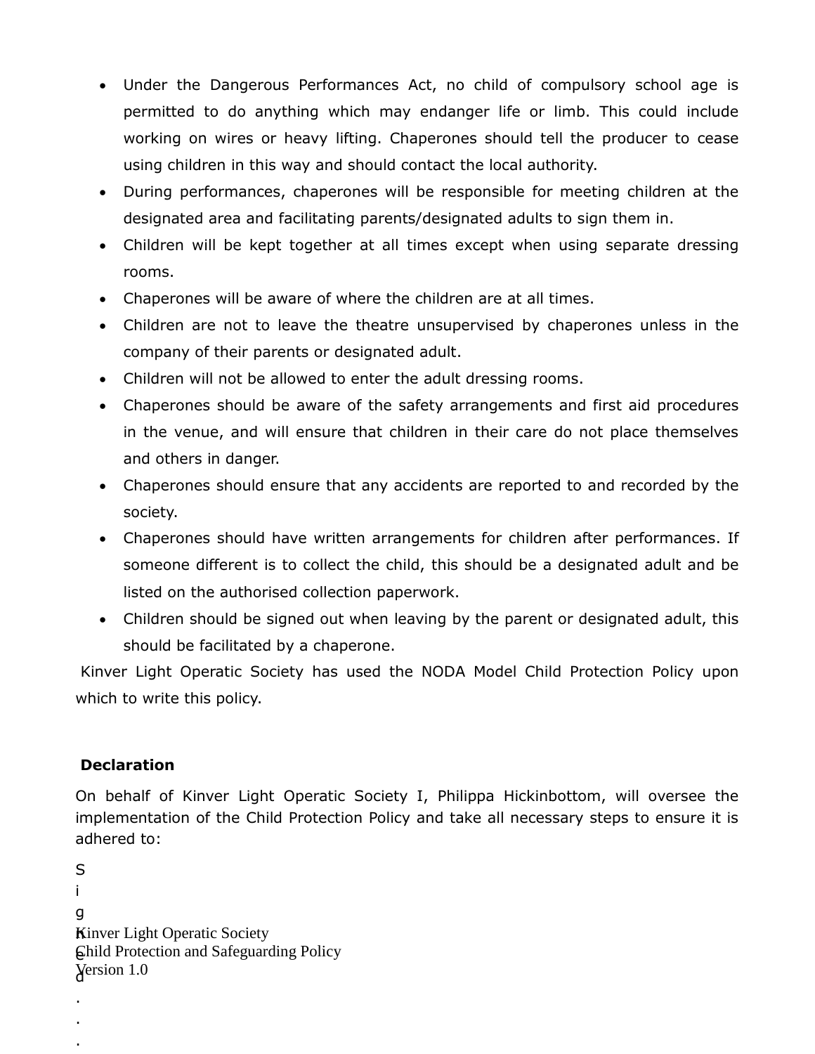- Under the Dangerous Performances Act, no child of compulsory school age is permitted to do anything which may endanger life or limb. This could include working on wires or heavy lifting. Chaperones should tell the producer to cease using children in this way and should contact the local authority.
- During performances, chaperones will be responsible for meeting children at the designated area and facilitating parents/designated adults to sign them in.
- Children will be kept together at all times except when using separate dressing rooms.
- Chaperones will be aware of where the children are at all times.
- Children are not to leave the theatre unsupervised by chaperones unless in the company of their parents or designated adult.
- Children will not be allowed to enter the adult dressing rooms.
- Chaperones should be aware of the safety arrangements and first aid procedures in the venue, and will ensure that children in their care do not place themselves and others in danger.
- Chaperones should ensure that any accidents are reported to and recorded by the society.
- Chaperones should have written arrangements for children after performances. If someone different is to collect the child, this should be a designated adult and be listed on the authorised collection paperwork.
- Children should be signed out when leaving by the parent or designated adult, this should be facilitated by a chaperone.

Kinver Light Operatic Society has used the NODA Model Child Protection Policy upon which to write this policy.

**Declaration**

On behalf of Kinver Light Operatic Society I, Philippa Hickinbottom, will oversee the implementation of the Child Protection Policy and take all necessary steps to ensure it is adhered to:

Signed...